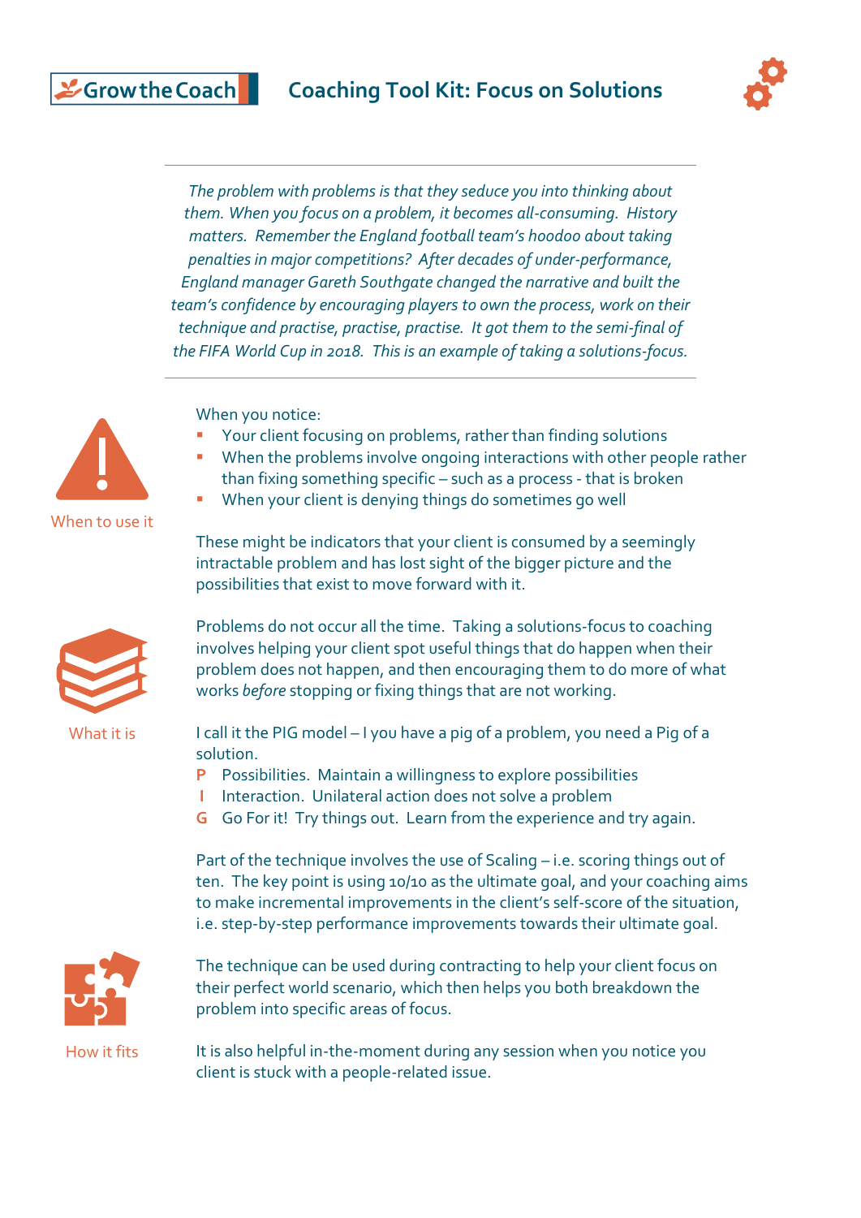# Coaching Tool Kit: Focus on Solutions

*The problem with problems is that they seduce you into thinking about them. When you focus on a problem, it becomes all-consuming. History matters. Remember the England football team's hoodoo about taking penalties in major competitions? After decades of under-performance, England manager Gareth Southgate changed the narrative and built the team's confidence by encouraging players to own the process, work on their technique and practise, practise, practise. It got them to the semi-final of the FIFA World Cup in 2018. This is an example of taking a solutions-focus.*

---

## When to use it

When you notice:

- Your client focusing on problems, rather than finding solutions
- When the problems involve ongoing interactions with other people rather than fixing something specific – such as a process - that is broken
- When your client is denying things do sometimes go well

These might be indicators that your client is consumed by a seemingly intractable problem and has lost sight of the bigger picture and the possibilities that exist to move forward with it.

## What it is

Problems do not occur all the time. Taking a solutions-focus to coaching involves helping your client spot useful things that do happen when their problem does not happen, and then encouraging them to do more of what works *before* stopping or fixing things that are not working.

I call it the PIG model – I you have a pig of a problem, you need a Pig of a solution.

- **P** Possibilities. Maintain a willingness to explore possibilities
- **I** Interaction. Unilateral action does not solve a problem
- **G** Go For it! Try things out. Learn from the experience and try again.

Part of the technique involves the use of Scaling – i.e. scoring things out of ten. The key point is using 10/10 as the ultimate goal, and your coaching aims to make incremental improvements in the client's self-score of the situation, i.e. step-by-step performance improvements towards their ultimate goal.

## How it fits

The technique can be used during contracting to help your client focus on their perfect world scenario, which then helps you both breakdown the problem into specific areas of focus.

It is also helpful in-the-moment during any session when you notice you client is stuck with a people-related issue.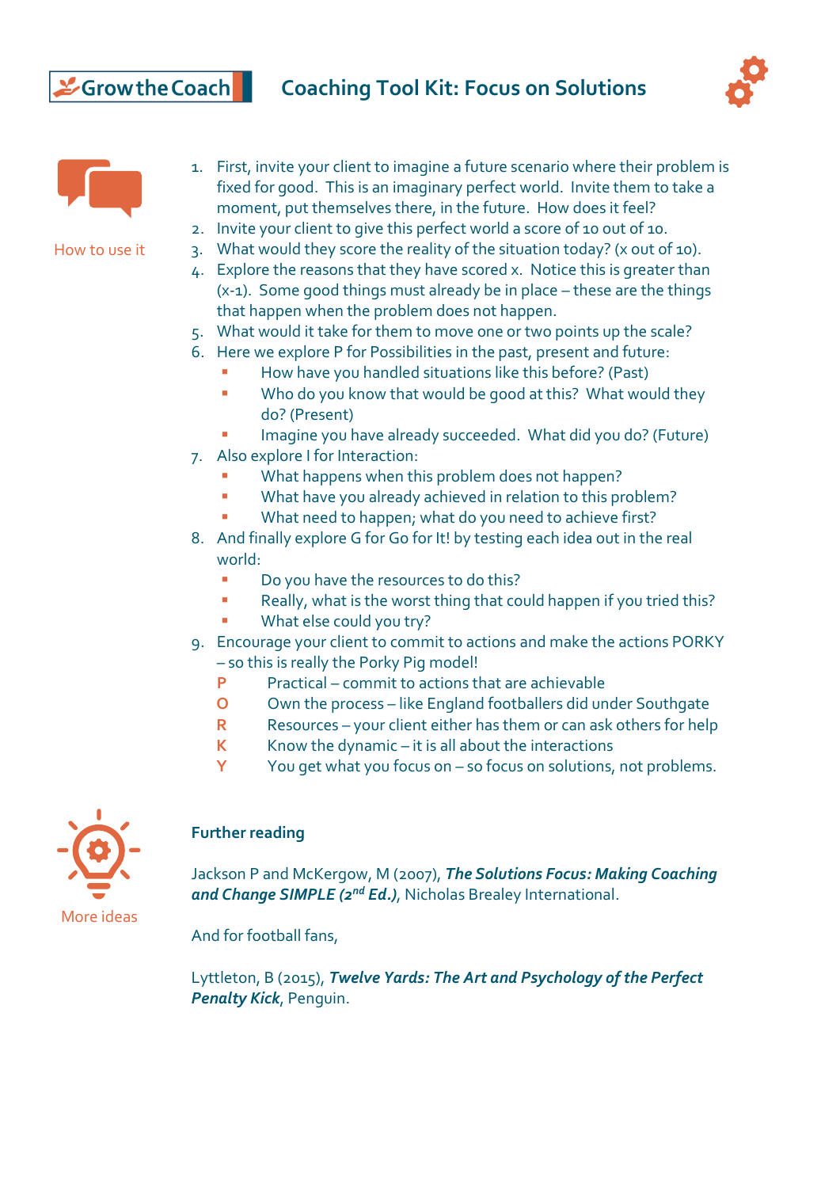# Grow the Coach — Coaching Tool Kit: Focus on Solutions

How to use it

1. First, invite your client to imagine a future scenario where their problem is fixed for good. This is an imaginary perfect world. Invite them to take a moment, put themselves there, in the future. How does it feel?
2. Invite your client to give this perfect world a score of 10 out of 10.
3. What would they score the reality of the situation today? (x out of 10).
4. Explore the reasons that they have scored x. Notice this is greater than (x-1). Some good things must already be in place – these are the things that happen when the problem does not happen.
5. What would it take for them to move one or two points up the scale?
6. Here we explore P for Possibilities in the past, present and future:
   - How have you handled situations like this before? (Past)
   - Who do you know that would be good at this? What would they do? (Present)
   - Imagine you have already succeeded. What did you do? (Future)
7. Also explore I for Interaction:
   - What happens when this problem does not happen?
   - What have you already achieved in relation to this problem?
   - What need to happen; what do you need to achieve first?
8. And finally explore G for Go for It! by testing each idea out in the real world:
   - Do you have the resources to do this?
   - Really, what is the worst thing that could happen if you tried this?
   - What else could you try?
9. Encourage your client to commit to actions and make the actions PORKY – so this is really the Porky Pig model!

   **P** Practical – commit to actions that are achievable
   **O** Own the process – like England footballers did under Southgate
   **R** Resources – your client either has them or can ask others for help
   **K** Know the dynamic – it is all about the interactions
   **Y** You get what you focus on – so focus on solutions, not problems.

More ideas

**Further reading**

Jackson P and McKergow, M (2007), ***The Solutions Focus: Making Coaching and Change SIMPLE (2nd Ed.)***, Nicholas Brealey International.

And for football fans,

Lyttleton, B (2015), ***Twelve Yards: The Art and Psychology of the Perfect Penalty Kick***, Penguin.